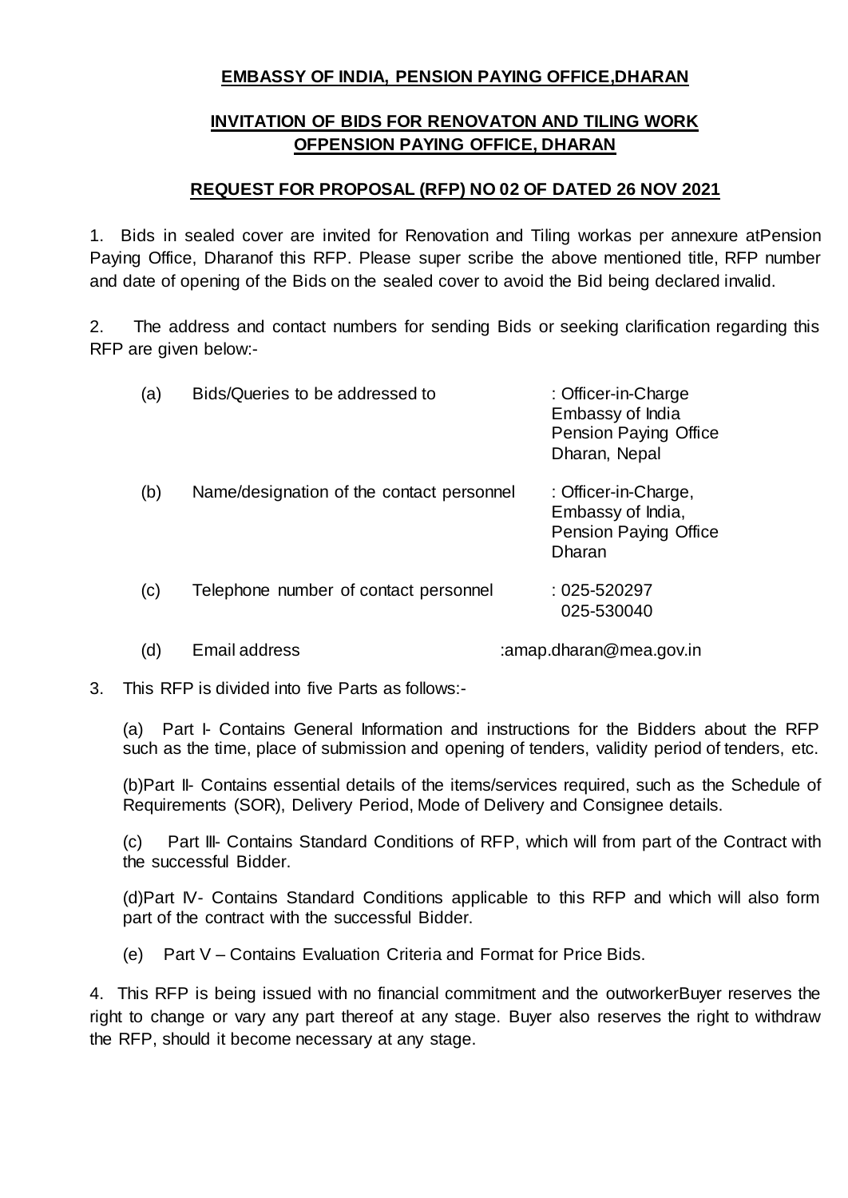**EMBASSY OF INDIA, PENSION PAYING OFFICE,DHARAN**

**INVITATION OF BIDS FOR RENOVATON AND TILING WORK OFPENSION PAYING OFFICE, DHARAN**

**REQUEST FOR PROPOSAL (RFP) NO 02 OF DATED 26 NOV 2021**

1. Bids in sealed cover are invited for Renovation and Tiling workas per annexure atPension Paying Office, Dharanof this RFP. Please super scribe the above mentioned title, RFP number and date of opening of the Bids on the sealed cover to avoid the Bid being declared invalid.

2. The address and contact numbers for sending Bids or seeking clarification regarding this RFP are given below:-

| | | |
|---|---|---|
| (a) | Bids/Queries to be addressed to | : Officer-in-Charge<br>Embassy of India<br>Pension Paying Office<br>Dharan, Nepal |
| (b) | Name/designation of the contact personnel | : Officer-in-Charge,<br>Embassy of India,<br>Pension Paying Office<br>Dharan |
| (c) | Telephone number of contact personnel | : 025-520297<br>025-530040 |
| (d) | Email address | :amap.dharan@mea.gov.in |

3. This RFP is divided into five Parts as follows:-

(a) Part I- Contains General Information and instructions for the Bidders about the RFP such as the time, place of submission and opening of tenders, validity period of tenders, etc.

(b)Part II- Contains essential details of the items/services required, such as the Schedule of Requirements (SOR), Delivery Period, Mode of Delivery and Consignee details.

(c) Part III- Contains Standard Conditions of RFP, which will from part of the Contract with the successful Bidder.

(d)Part IV- Contains Standard Conditions applicable to this RFP and which will also form part of the contract with the successful Bidder.

(e) Part V – Contains Evaluation Criteria and Format for Price Bids.

4. This RFP is being issued with no financial commitment and the outworkerBuyer reserves the right to change or vary any part thereof at any stage. Buyer also reserves the right to withdraw the RFP, should it become necessary at any stage.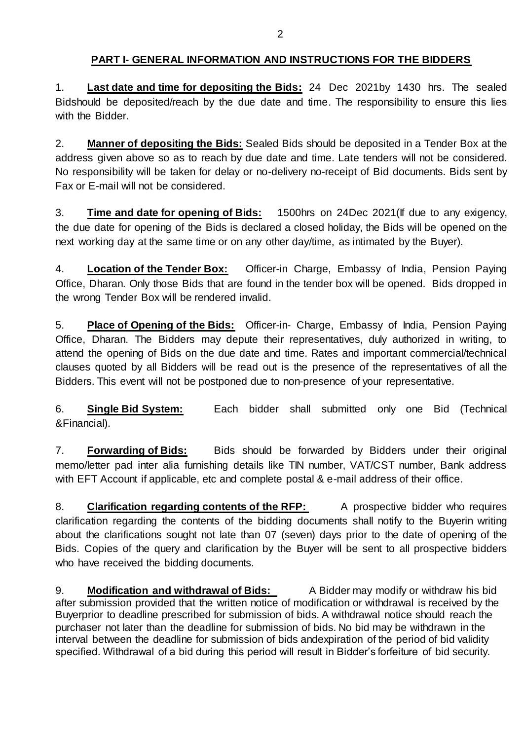## PART I- GENERAL INFORMATION AND INSTRUCTIONS FOR THE BIDDERS

1. **Last date and time for depositing the Bids:** 24 Dec 2021by 1430 hrs. The sealed Bidshould be deposited/reach by the due date and time. The responsibility to ensure this lies with the Bidder.

2. **Manner of depositing the Bids:** Sealed Bids should be deposited in a Tender Box at the address given above so as to reach by due date and time. Late tenders will not be considered. No responsibility will be taken for delay or no-delivery no-receipt of Bid documents. Bids sent by Fax or E-mail will not be considered.

3. **Time and date for opening of Bids:** 1500hrs on 24Dec 2021(If due to any exigency, the due date for opening of the Bids is declared a closed holiday, the Bids will be opened on the next working day at the same time or on any other day/time, as intimated by the Buyer).

4. **Location of the Tender Box:** Officer-in Charge, Embassy of India, Pension Paying Office, Dharan. Only those Bids that are found in the tender box will be opened. Bids dropped in the wrong Tender Box will be rendered invalid.

5. **Place of Opening of the Bids:** Officer-in- Charge, Embassy of India, Pension Paying Office, Dharan. The Bidders may depute their representatives, duly authorized in writing, to attend the opening of Bids on the due date and time. Rates and important commercial/technical clauses quoted by all Bidders will be read out is the presence of the representatives of all the Bidders. This event will not be postponed due to non-presence of your representative.

6. **Single Bid System:** Each bidder shall submitted only one Bid (Technical &Financial).

7. **Forwarding of Bids:** Bids should be forwarded by Bidders under their original memo/letter pad inter alia furnishing details like TIN number, VAT/CST number, Bank address with EFT Account if applicable, etc and complete postal & e-mail address of their office.

8. **Clarification regarding contents of the RFP:** A prospective bidder who requires clarification regarding the contents of the bidding documents shall notify to the Buyerin writing about the clarifications sought not late than 07 (seven) days prior to the date of opening of the Bids. Copies of the query and clarification by the Buyer will be sent to all prospective bidders who have received the bidding documents.

9. **Modification and withdrawal of Bids:** A Bidder may modify or withdraw his bid after submission provided that the written notice of modification or withdrawal is received by the Buyerprior to deadline prescribed for submission of bids. A withdrawal notice should reach the purchaser not later than the deadline for submission of bids. No bid may be withdrawn in the interval between the deadline for submission of bids andexpiration of the period of bid validity specified. Withdrawal of a bid during this period will result in Bidder's forfeiture of bid security.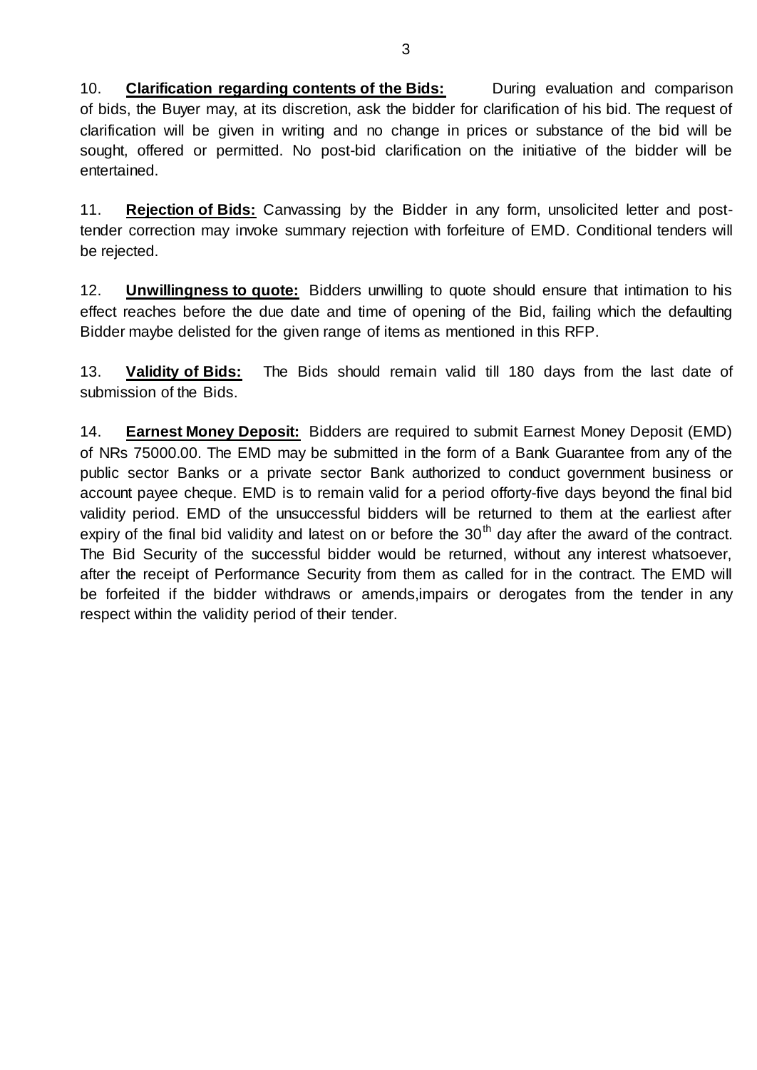10. **Clarification regarding contents of the Bids:** During evaluation and comparison of bids, the Buyer may, at its discretion, ask the bidder for clarification of his bid. The request of clarification will be given in writing and no change in prices or substance of the bid will be sought, offered or permitted. No post-bid clarification on the initiative of the bidder will be entertained.

11. **Rejection of Bids:** Canvassing by the Bidder in any form, unsolicited letter and post-tender correction may invoke summary rejection with forfeiture of EMD. Conditional tenders will be rejected.

12. **Unwillingness to quote:** Bidders unwilling to quote should ensure that intimation to his effect reaches before the due date and time of opening of the Bid, failing which the defaulting Bidder maybe delisted for the given range of items as mentioned in this RFP.

13. **Validity of Bids:** The Bids should remain valid till 180 days from the last date of submission of the Bids.

14. **Earnest Money Deposit:** Bidders are required to submit Earnest Money Deposit (EMD) of NRs 75000.00. The EMD may be submitted in the form of a Bank Guarantee from any of the public sector Banks or a private sector Bank authorized to conduct government business or account payee cheque. EMD is to remain valid for a period offorty-five days beyond the final bid validity period. EMD of the unsuccessful bidders will be returned to them at the earliest after expiry of the final bid validity and latest on or before the 30th day after the award of the contract. The Bid Security of the successful bidder would be returned, without any interest whatsoever, after the receipt of Performance Security from them as called for in the contract. The EMD will be forfeited if the bidder withdraws or amends,impairs or derogates from the tender in any respect within the validity period of their tender.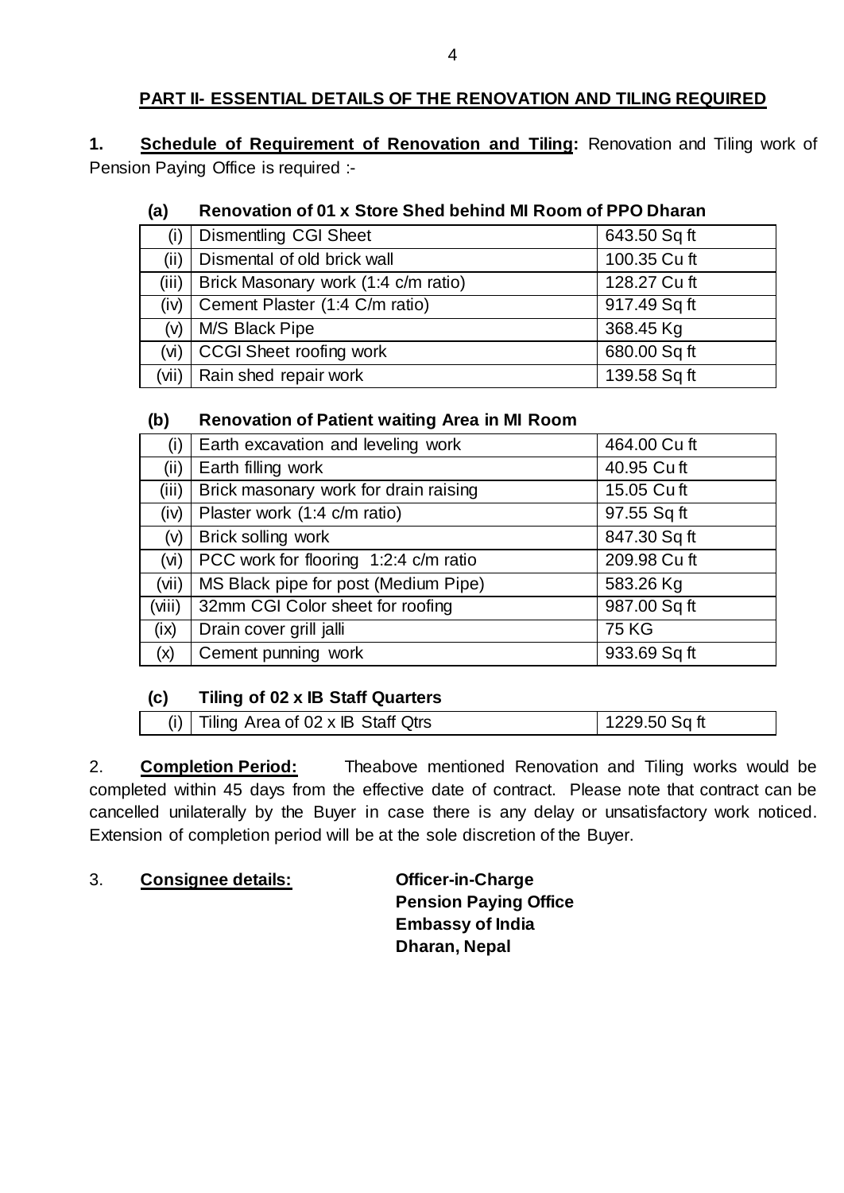## PART II- ESSENTIAL DETAILS OF THE RENOVATION AND TILING REQUIRED

**1. Schedule of Requirement of Renovation and Tiling:** Renovation and Tiling work of Pension Paying Office is required :-

**(a) Renovation of 01 x Store Shed behind MI Room of PPO Dharan**

| | | |
|---|---|---|
| (i) | Dismentling CGI Sheet | 643.50 Sq ft |
| (ii) | Dismental of old brick wall | 100.35 Cu ft |
| (iii) | Brick Masonary work (1:4 c/m ratio) | 128.27 Cu ft |
| (iv) | Cement Plaster (1:4 C/m ratio) | 917.49 Sq ft |
| (v) | M/S Black Pipe | 368.45 Kg |
| (vi) | CCGI Sheet roofing work | 680.00 Sq ft |
| (vii) | Rain shed repair work | 139.58 Sq ft |

**(b) Renovation of Patient waiting Area in MI Room**

| | | |
|---|---|---|
| (i) | Earth excavation and leveling work | 464.00 Cu ft |
| (ii) | Earth filling work | 40.95 Cu ft |
| (iii) | Brick masonary work for drain raising | 15.05 Cu ft |
| (iv) | Plaster work (1:4 c/m ratio) | 97.55 Sq ft |
| (v) | Brick solling work | 847.30 Sq ft |
| (vi) | PCC work for flooring 1:2:4 c/m ratio | 209.98 Cu ft |
| (vii) | MS Black pipe for post (Medium Pipe) | 583.26 Kg |
| (viii) | 32mm CGI Color sheet for roofing | 987.00 Sq ft |
| (ix) | Drain cover grill jalli | 75 KG |
| (x) | Cement punning work | 933.69 Sq ft |

**(c) Tiling of 02 x IB Staff Quarters**

| | | |
|---|---|---|
| (i) | Tiling Area of 02 x IB Staff Qtrs | 1229.50 Sq ft |

2. **Completion Period:** Theabove mentioned Renovation and Tiling works would be completed within 45 days from the effective date of contract. Please note that contract can be cancelled unilaterally by the Buyer in case there is any delay or unsatisfactory work noticed. Extension of completion period will be at the sole discretion of the Buyer.

3. **Consignee details:**

**Officer-in-Charge**
**Pension Paying Office**
**Embassy of India**
**Dharan, Nepal**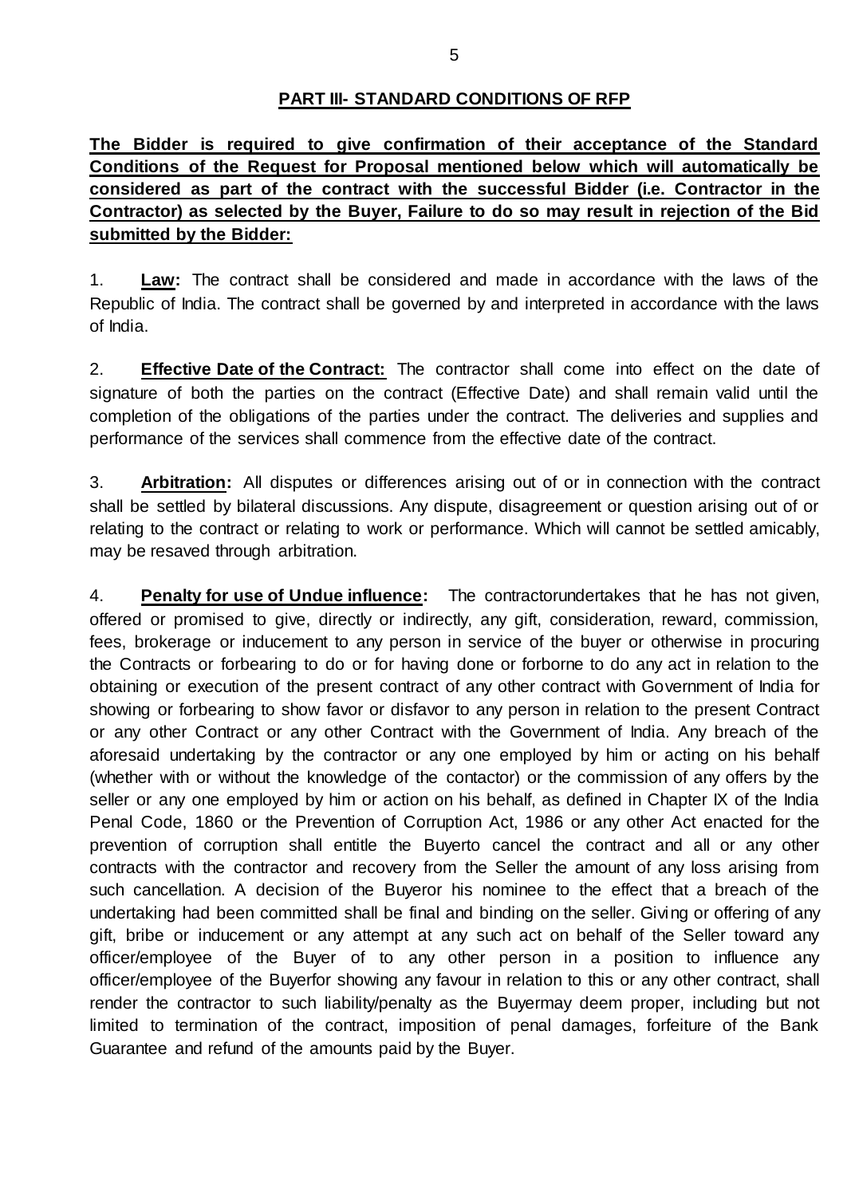## PART III- STANDARD CONDITIONS OF RFP

**The Bidder is required to give confirmation of their acceptance of the Standard Conditions of the Request for Proposal mentioned below which will automatically be considered as part of the contract with the successful Bidder (i.e. Contractor in the Contractor) as selected by the Buyer, Failure to do so may result in rejection of the Bid submitted by the Bidder:**

1. **Law:** The contract shall be considered and made in accordance with the laws of the Republic of India. The contract shall be governed by and interpreted in accordance with the laws of India.

2. **Effective Date of the Contract:** The contractor shall come into effect on the date of signature of both the parties on the contract (Effective Date) and shall remain valid until the completion of the obligations of the parties under the contract. The deliveries and supplies and performance of the services shall commence from the effective date of the contract.

3. **Arbitration:** All disputes or differences arising out of or in connection with the contract shall be settled by bilateral discussions. Any dispute, disagreement or question arising out of or relating to the contract or relating to work or performance. Which will cannot be settled amicably, may be resaved through arbitration.

4. **Penalty for use of Undue influence:** The contractorundertakes that he has not given, offered or promised to give, directly or indirectly, any gift, consideration, reward, commission, fees, brokerage or inducement to any person in service of the buyer or otherwise in procuring the Contracts or forbearing to do or for having done or forborne to do any act in relation to the obtaining or execution of the present contract of any other contract with Government of India for showing or forbearing to show favor or disfavor to any person in relation to the present Contract or any other Contract or any other Contract with the Government of India. Any breach of the aforesaid undertaking by the contractor or any one employed by him or acting on his behalf (whether with or without the knowledge of the contactor) or the commission of any offers by the seller or any one employed by him or action on his behalf, as defined in Chapter IX of the India Penal Code, 1860 or the Prevention of Corruption Act, 1986 or any other Act enacted for the prevention of corruption shall entitle the Buyerto cancel the contract and all or any other contracts with the contractor and recovery from the Seller the amount of any loss arising from such cancellation. A decision of the Buyeror his nominee to the effect that a breach of the undertaking had been committed shall be final and binding on the seller. Giving or offering of any gift, bribe or inducement or any attempt at any such act on behalf of the Seller toward any officer/employee of the Buyer of to any other person in a position to influence any officer/employee of the Buyerfor showing any favour in relation to this or any other contract, shall render the contractor to such liability/penalty as the Buyermay deem proper, including but not limited to termination of the contract, imposition of penal damages, forfeiture of the Bank Guarantee and refund of the amounts paid by the Buyer.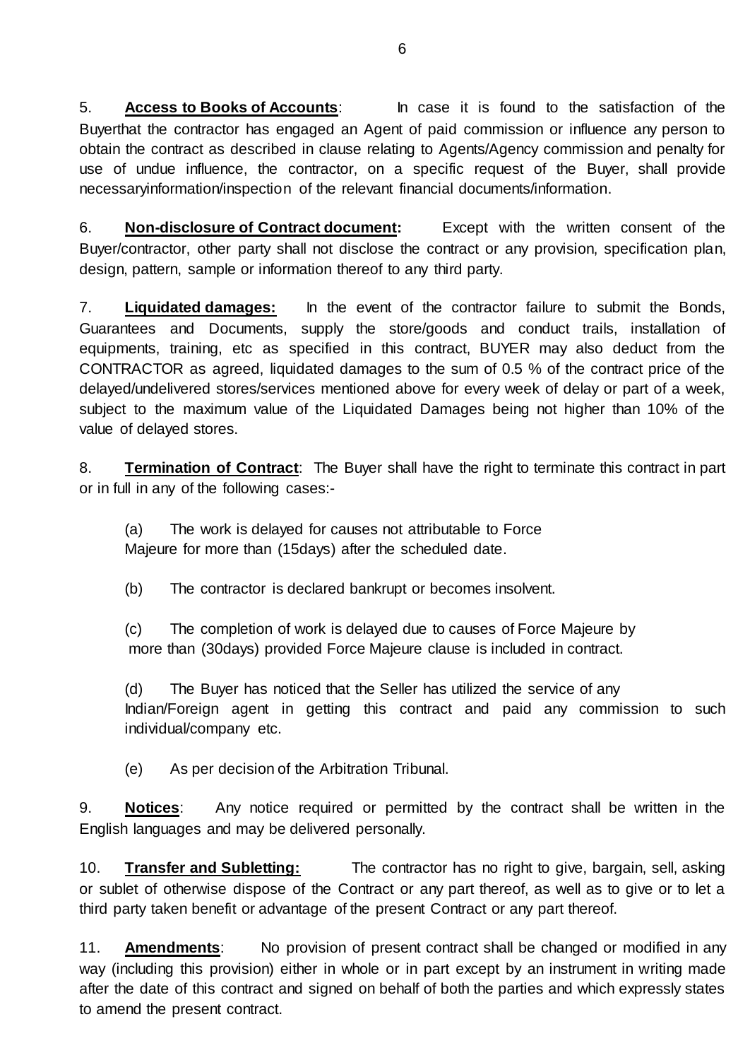5. **Access to Books of Accounts**: In case it is found to the satisfaction of the Buyerthat the contractor has engaged an Agent of paid commission or influence any person to obtain the contract as described in clause relating to Agents/Agency commission and penalty for use of undue influence, the contractor, on a specific request of the Buyer, shall provide necessaryinformation/inspection of the relevant financial documents/information.

6. **Non-disclosure of Contract document:** Except with the written consent of the Buyer/contractor, other party shall not disclose the contract or any provision, specification plan, design, pattern, sample or information thereof to any third party.

7. **Liquidated damages:** In the event of the contractor failure to submit the Bonds, Guarantees and Documents, supply the store/goods and conduct trails, installation of equipments, training, etc as specified in this contract, BUYER may also deduct from the CONTRACTOR as agreed, liquidated damages to the sum of 0.5 % of the contract price of the delayed/undelivered stores/services mentioned above for every week of delay or part of a week, subject to the maximum value of the Liquidated Damages being not higher than 10% of the value of delayed stores.

8. **Termination of Contract**: The Buyer shall have the right to terminate this contract in part or in full in any of the following cases:-

(a) The work is delayed for causes not attributable to Force Majeure for more than (15days) after the scheduled date.

(b) The contractor is declared bankrupt or becomes insolvent.

(c) The completion of work is delayed due to causes of Force Majeure by more than (30days) provided Force Majeure clause is included in contract.

(d) The Buyer has noticed that the Seller has utilized the service of any Indian/Foreign agent in getting this contract and paid any commission to such individual/company etc.

(e) As per decision of the Arbitration Tribunal.

9. **Notices**: Any notice required or permitted by the contract shall be written in the English languages and may be delivered personally.

10. **Transfer and Subletting:** The contractor has no right to give, bargain, sell, asking or sublet of otherwise dispose of the Contract or any part thereof, as well as to give or to let a third party taken benefit or advantage of the present Contract or any part thereof.

11. **Amendments**: No provision of present contract shall be changed or modified in any way (including this provision) either in whole or in part except by an instrument in writing made after the date of this contract and signed on behalf of both the parties and which expressly states to amend the present contract.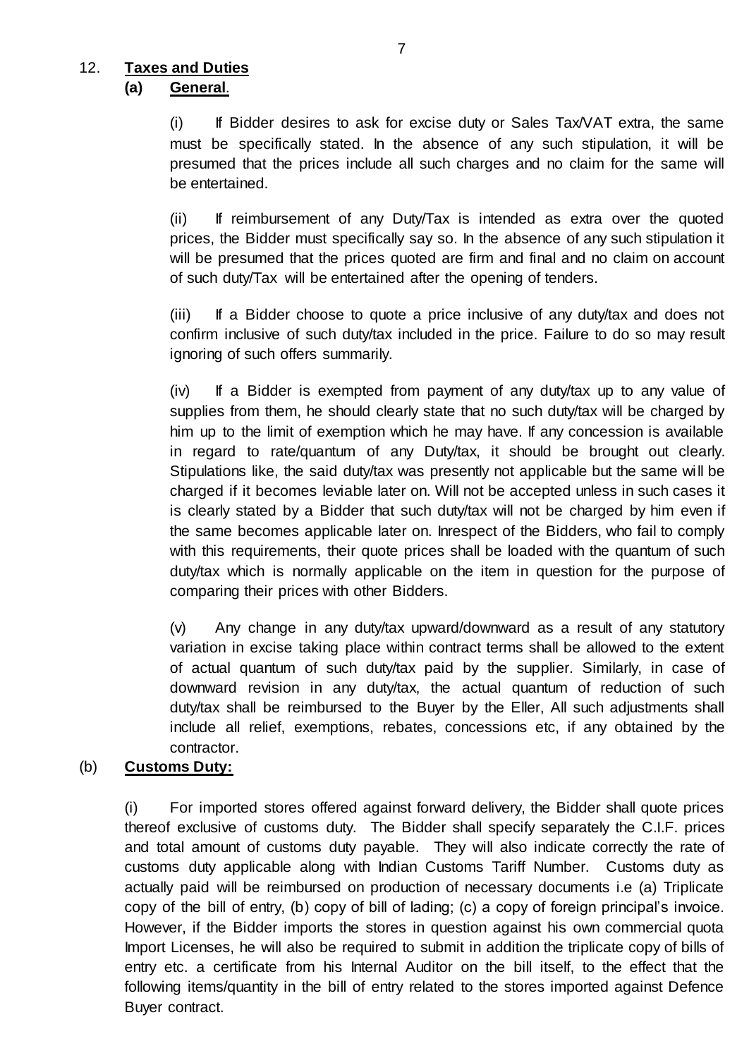12. **Taxes and Duties**

**(a) General**.

(i) If Bidder desires to ask for excise duty or Sales Tax/VAT extra, the same must be specifically stated. In the absence of any such stipulation, it will be presumed that the prices include all such charges and no claim for the same will be entertained.

(ii) If reimbursement of any Duty/Tax is intended as extra over the quoted prices, the Bidder must specifically say so. In the absence of any such stipulation it will be presumed that the prices quoted are firm and final and no claim on account of such duty/Tax will be entertained after the opening of tenders.

(iii) If a Bidder choose to quote a price inclusive of any duty/tax and does not confirm inclusive of such duty/tax included in the price. Failure to do so may result ignoring of such offers summarily.

(iv) If a Bidder is exempted from payment of any duty/tax up to any value of supplies from them, he should clearly state that no such duty/tax will be charged by him up to the limit of exemption which he may have. If any concession is available in regard to rate/quantum of any Duty/tax, it should be brought out clearly. Stipulations like, the said duty/tax was presently not applicable but the same will be charged if it becomes leviable later on. Will not be accepted unless in such cases it is clearly stated by a Bidder that such duty/tax will not be charged by him even if the same becomes applicable later on. Inrespect of the Bidders, who fail to comply with this requirements, their quote prices shall be loaded with the quantum of such duty/tax which is normally applicable on the item in question for the purpose of comparing their prices with other Bidders.

(v) Any change in any duty/tax upward/downward as a result of any statutory variation in excise taking place within contract terms shall be allowed to the extent of actual quantum of such duty/tax paid by the supplier. Similarly, in case of downward revision in any duty/tax, the actual quantum of reduction of such duty/tax shall be reimbursed to the Buyer by the Eller, All such adjustments shall include all relief, exemptions, rebates, concessions etc, if any obtained by the contractor.

(b) **Customs Duty:**

(i) For imported stores offered against forward delivery, the Bidder shall quote prices thereof exclusive of customs duty. The Bidder shall specify separately the C.I.F. prices and total amount of customs duty payable. They will also indicate correctly the rate of customs duty applicable along with Indian Customs Tariff Number. Customs duty as actually paid will be reimbursed on production of necessary documents i.e (a) Triplicate copy of the bill of entry, (b) copy of bill of lading; (c) a copy of foreign principal's invoice. However, if the Bidder imports the stores in question against his own commercial quota Import Licenses, he will also be required to submit in addition the triplicate copy of bills of entry etc. a certificate from his Internal Auditor on the bill itself, to the effect that the following items/quantity in the bill of entry related to the stores imported against Defence Buyer contract.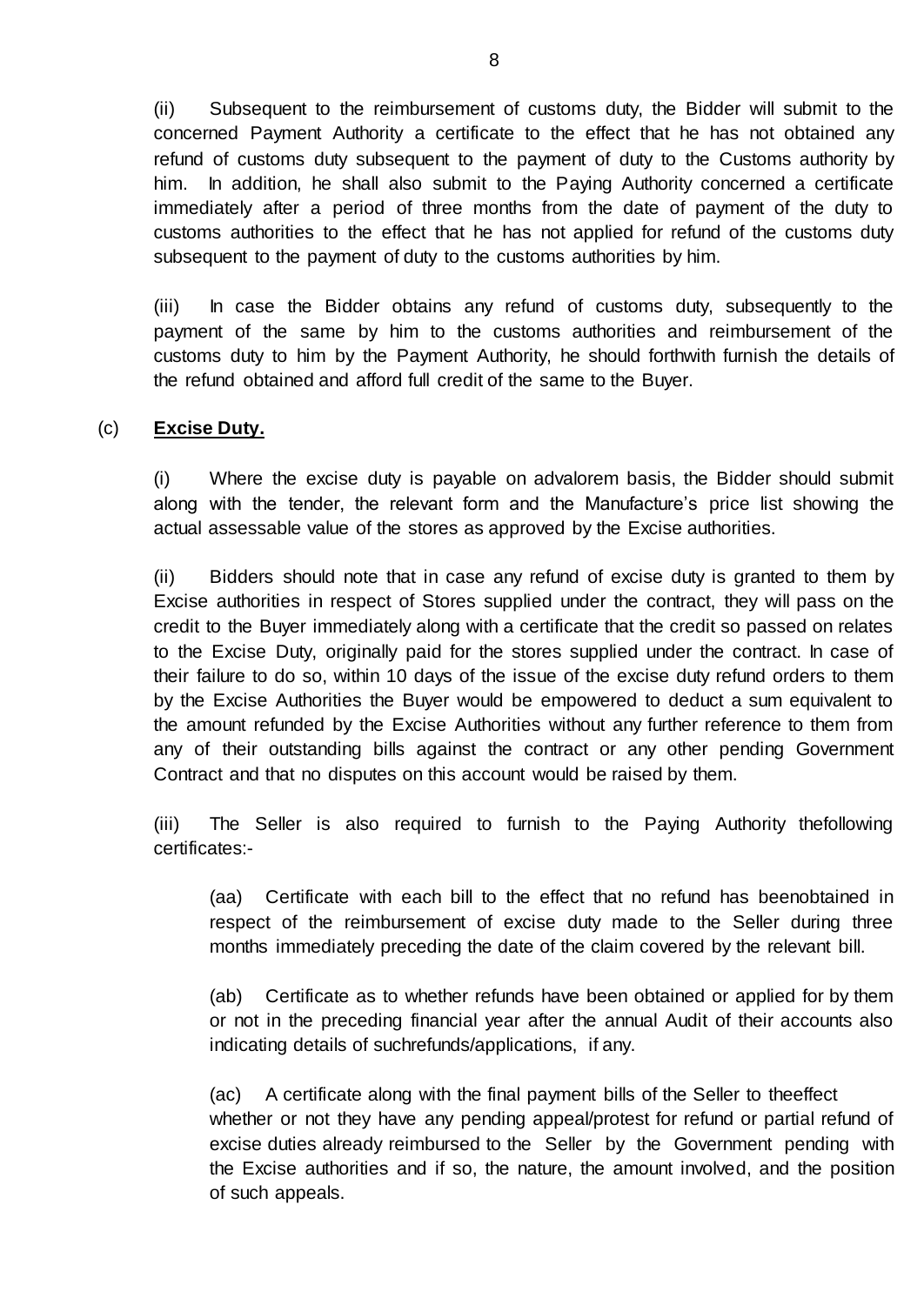(ii) Subsequent to the reimbursement of customs duty, the Bidder will submit to the concerned Payment Authority a certificate to the effect that he has not obtained any refund of customs duty subsequent to the payment of duty to the Customs authority by him. In addition, he shall also submit to the Paying Authority concerned a certificate immediately after a period of three months from the date of payment of the duty to customs authorities to the effect that he has not applied for refund of the customs duty subsequent to the payment of duty to the customs authorities by him.

(iii) In case the Bidder obtains any refund of customs duty, subsequently to the payment of the same by him to the customs authorities and reimbursement of the customs duty to him by the Payment Authority, he should forthwith furnish the details of the refund obtained and afford full credit of the same to the Buyer.

(c) **Excise Duty.**

(i) Where the excise duty is payable on advalorem basis, the Bidder should submit along with the tender, the relevant form and the Manufacture's price list showing the actual assessable value of the stores as approved by the Excise authorities.

(ii) Bidders should note that in case any refund of excise duty is granted to them by Excise authorities in respect of Stores supplied under the contract, they will pass on the credit to the Buyer immediately along with a certificate that the credit so passed on relates to the Excise Duty, originally paid for the stores supplied under the contract. In case of their failure to do so, within 10 days of the issue of the excise duty refund orders to them by the Excise Authorities the Buyer would be empowered to deduct a sum equivalent to the amount refunded by the Excise Authorities without any further reference to them from any of their outstanding bills against the contract or any other pending Government Contract and that no disputes on this account would be raised by them.

(iii) The Seller is also required to furnish to the Paying Authority thefollowing certificates:-

(aa) Certificate with each bill to the effect that no refund has beenobtained in respect of the reimbursement of excise duty made to the Seller during three months immediately preceding the date of the claim covered by the relevant bill.

(ab) Certificate as to whether refunds have been obtained or applied for by them or not in the preceding financial year after the annual Audit of their accounts also indicating details of suchrefunds/applications, if any.

(ac) A certificate along with the final payment bills of the Seller to theeffect whether or not they have any pending appeal/protest for refund or partial refund of excise duties already reimbursed to the Seller by the Government pending with the Excise authorities and if so, the nature, the amount involved, and the position of such appeals.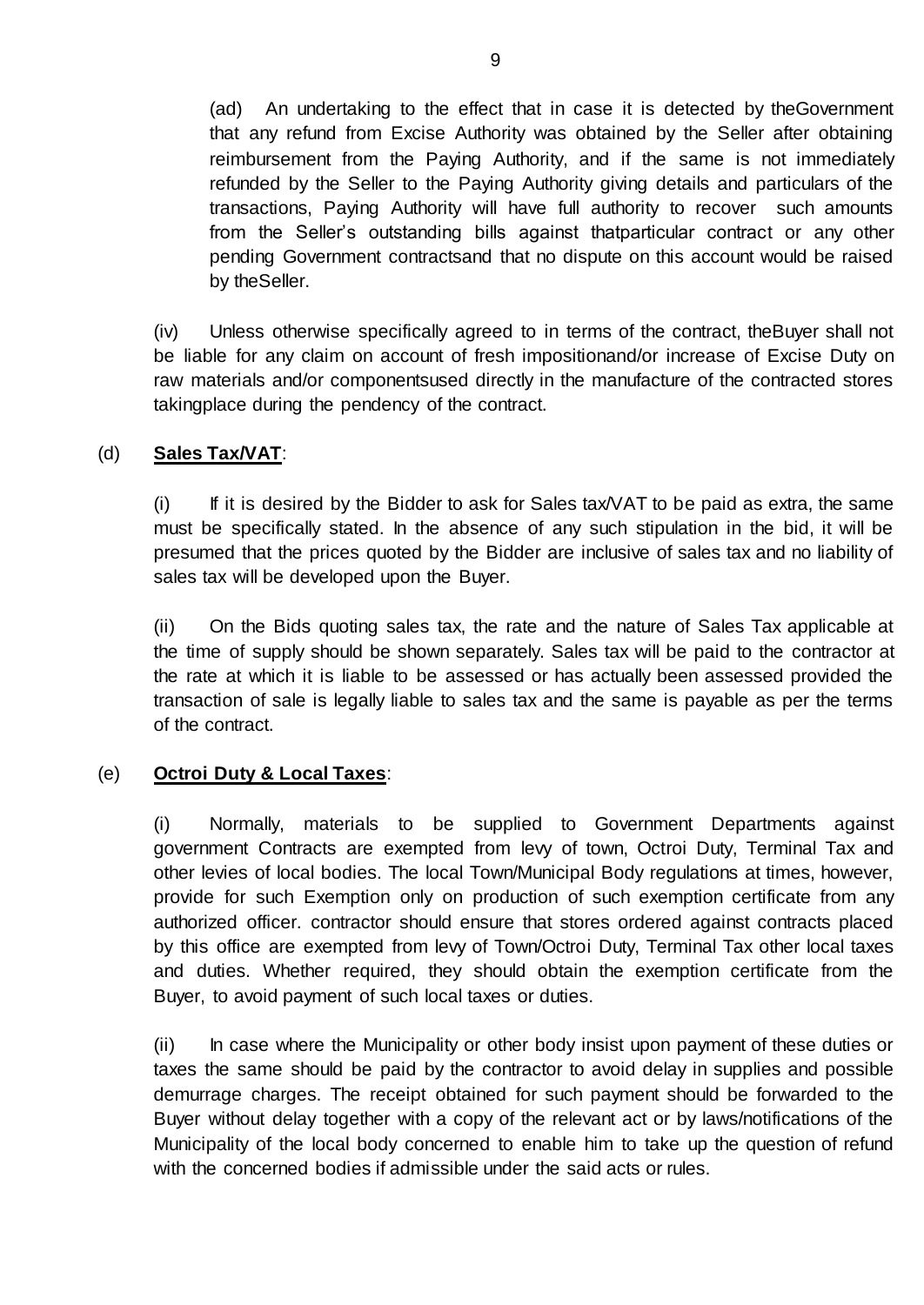(ad) An undertaking to the effect that in case it is detected by theGovernment that any refund from Excise Authority was obtained by the Seller after obtaining reimbursement from the Paying Authority, and if the same is not immediately refunded by the Seller to the Paying Authority giving details and particulars of the transactions, Paying Authority will have full authority to recover such amounts from the Seller's outstanding bills against thatparticular contract or any other pending Government contractsand that no dispute on this account would be raised by theSeller.

(iv) Unless otherwise specifically agreed to in terms of the contract, theBuyer shall not be liable for any claim on account of fresh impositionand/or increase of Excise Duty on raw materials and/or componentsused directly in the manufacture of the contracted stores takingplace during the pendency of the contract.

(d) **Sales Tax/VAT**:

(i) If it is desired by the Bidder to ask for Sales tax/VAT to be paid as extra, the same must be specifically stated. In the absence of any such stipulation in the bid, it will be presumed that the prices quoted by the Bidder are inclusive of sales tax and no liability of sales tax will be developed upon the Buyer.

(ii) On the Bids quoting sales tax, the rate and the nature of Sales Tax applicable at the time of supply should be shown separately. Sales tax will be paid to the contractor at the rate at which it is liable to be assessed or has actually been assessed provided the transaction of sale is legally liable to sales tax and the same is payable as per the terms of the contract.

(e) **Octroi Duty & Local Taxes**:

(i) Normally, materials to be supplied to Government Departments against government Contracts are exempted from levy of town, Octroi Duty, Terminal Tax and other levies of local bodies. The local Town/Municipal Body regulations at times, however, provide for such Exemption only on production of such exemption certificate from any authorized officer. contractor should ensure that stores ordered against contracts placed by this office are exempted from levy of Town/Octroi Duty, Terminal Tax other local taxes and duties. Whether required, they should obtain the exemption certificate from the Buyer, to avoid payment of such local taxes or duties.

(ii) In case where the Municipality or other body insist upon payment of these duties or taxes the same should be paid by the contractor to avoid delay in supplies and possible demurrage charges. The receipt obtained for such payment should be forwarded to the Buyer without delay together with a copy of the relevant act or by laws/notifications of the Municipality of the local body concerned to enable him to take up the question of refund with the concerned bodies if admissible under the said acts or rules.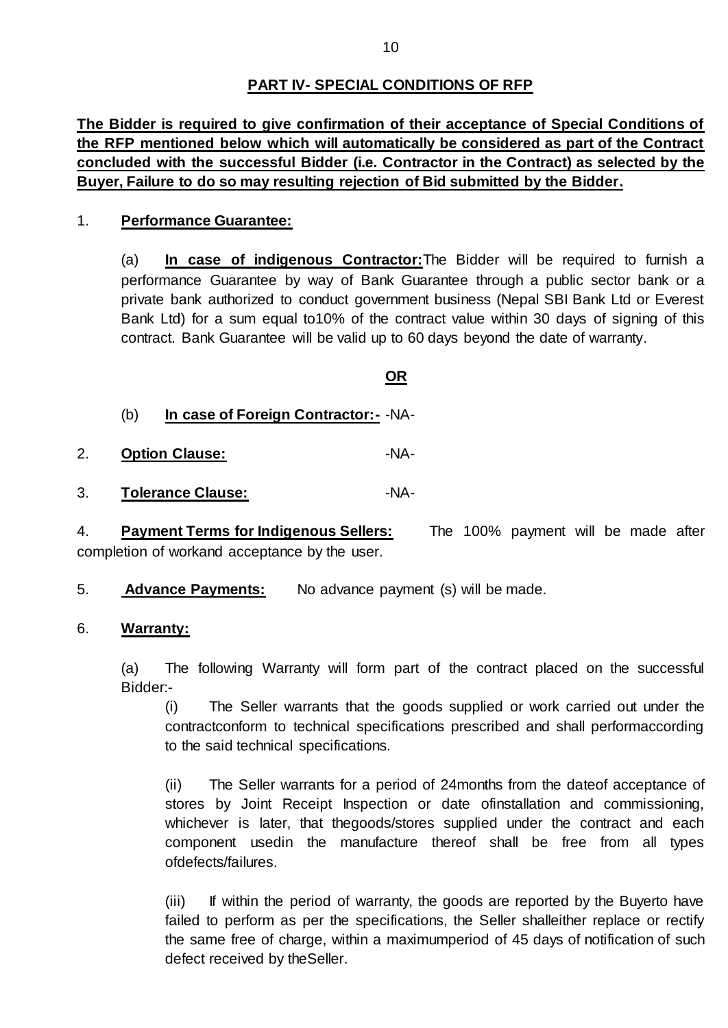## PART IV- SPECIAL CONDITIONS OF RFP

**The Bidder is required to give confirmation of their acceptance of Special Conditions of the RFP mentioned below which will automatically be considered as part of the Contract concluded with the successful Bidder (i.e. Contractor in the Contract) as selected by the Buyer, Failure to do so may resulting rejection of Bid submitted by the Bidder.**

1. **Performance Guarantee:**

   (a) **In case of indigenous Contractor:**The Bidder will be required to furnish a performance Guarantee by way of Bank Guarantee through a public sector bank or a private bank authorized to conduct government business (Nepal SBI Bank Ltd or Everest Bank Ltd) for a sum equal to10% of the contract value within 30 days of signing of this contract. Bank Guarantee will be valid up to 60 days beyond the date of warranty.

   **OR**

   (b) **In case of Foreign Contractor:-** -NA-

2. **Option Clause:** -NA-

3. **Tolerance Clause:** -NA-

4. **Payment Terms for Indigenous Sellers:** The 100% payment will be made after completion of workand acceptance by the user.

5. **Advance Payments:** No advance payment (s) will be made.

6. **Warranty:**

   (a) The following Warranty will form part of the contract placed on the successful Bidder:-

   (i) The Seller warrants that the goods supplied or work carried out under the contractconform to technical specifications prescribed and shall performaccording to the said technical specifications.

   (ii) The Seller warrants for a period of 24months from the dateof acceptance of stores by Joint Receipt Inspection or date ofinstallation and commissioning, whichever is later, that thegoods/stores supplied under the contract and each component usedin the manufacture thereof shall be free from all types ofdefects/failures.

   (iii) If within the period of warranty, the goods are reported by the Buyerto have failed to perform as per the specifications, the Seller shalleither replace or rectify the same free of charge, within a maximumperiod of 45 days of notification of such defect received by theSeller.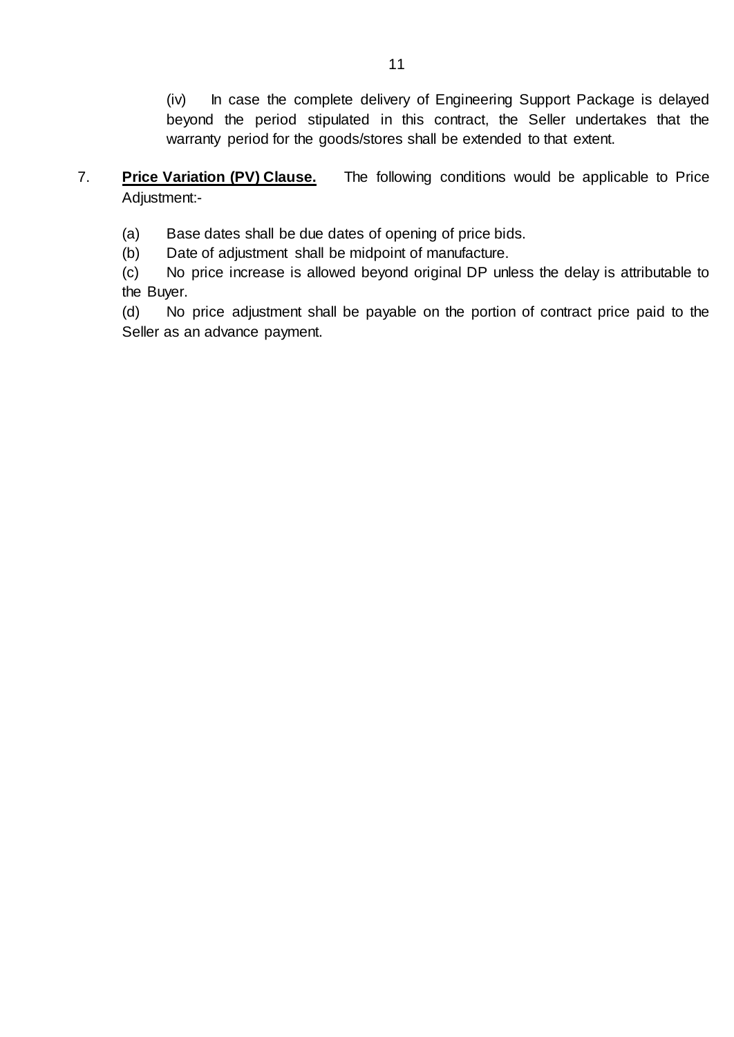(iv) In case the complete delivery of Engineering Support Package is delayed beyond the period stipulated in this contract, the Seller undertakes that the warranty period for the goods/stores shall be extended to that extent.

7. **Price Variation (PV) Clause.** The following conditions would be applicable to Price Adjustment:-

(a) Base dates shall be due dates of opening of price bids.

(b) Date of adjustment shall be midpoint of manufacture.

(c) No price increase is allowed beyond original DP unless the delay is attributable to the Buyer.

(d) No price adjustment shall be payable on the portion of contract price paid to the Seller as an advance payment.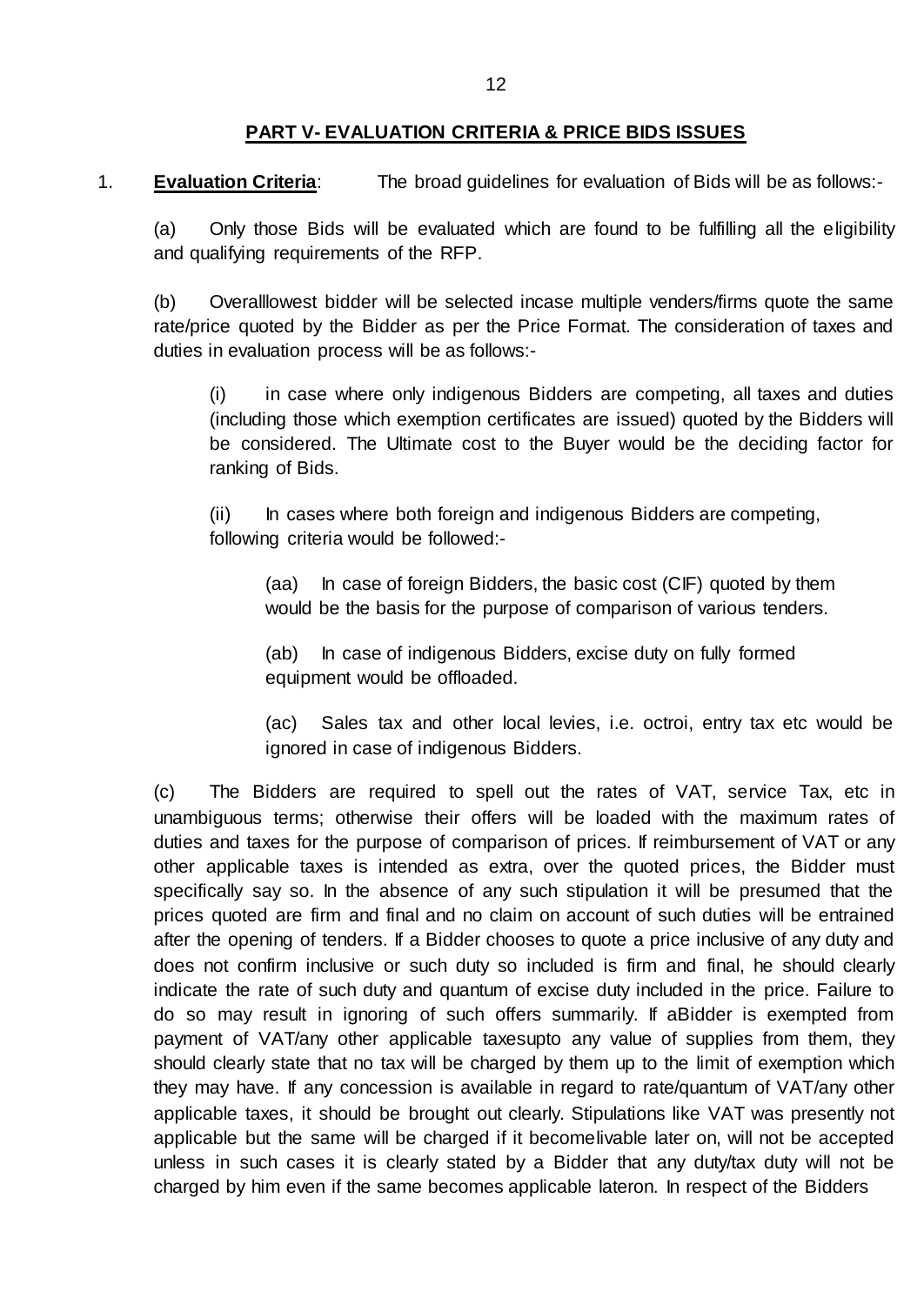**PART V- EVALUATION CRITERIA & PRICE BIDS ISSUES**

1. **Evaluation Criteria**: The broad guidelines for evaluation of Bids will be as follows:-

(a) Only those Bids will be evaluated which are found to be fulfilling all the eligibility and qualifying requirements of the RFP.

(b) Overalllowest bidder will be selected incase multiple venders/firms quote the same rate/price quoted by the Bidder as per the Price Format. The consideration of taxes and duties in evaluation process will be as follows:-

(i) in case where only indigenous Bidders are competing, all taxes and duties (including those which exemption certificates are issued) quoted by the Bidders will be considered. The Ultimate cost to the Buyer would be the deciding factor for ranking of Bids.

(ii) In cases where both foreign and indigenous Bidders are competing, following criteria would be followed:-

(aa) In case of foreign Bidders, the basic cost (CIF) quoted by them would be the basis for the purpose of comparison of various tenders.

(ab) In case of indigenous Bidders, excise duty on fully formed equipment would be offloaded.

(ac) Sales tax and other local levies, i.e. octroi, entry tax etc would be ignored in case of indigenous Bidders.

(c) The Bidders are required to spell out the rates of VAT, service Tax, etc in unambiguous terms; otherwise their offers will be loaded with the maximum rates of duties and taxes for the purpose of comparison of prices. If reimbursement of VAT or any other applicable taxes is intended as extra, over the quoted prices, the Bidder must specifically say so. In the absence of any such stipulation it will be presumed that the prices quoted are firm and final and no claim on account of such duties will be entrained after the opening of tenders. If a Bidder chooses to quote a price inclusive of any duty and does not confirm inclusive or such duty so included is firm and final, he should clearly indicate the rate of such duty and quantum of excise duty included in the price. Failure to do so may result in ignoring of such offers summarily. If aBidder is exempted from payment of VAT/any other applicable taxesupto any value of supplies from them, they should clearly state that no tax will be charged by them up to the limit of exemption which they may have. If any concession is available in regard to rate/quantum of VAT/any other applicable taxes, it should be brought out clearly. Stipulations like VAT was presently not applicable but the same will be charged if it becomelivable later on, will not be accepted unless in such cases it is clearly stated by a Bidder that any duty/tax duty will not be charged by him even if the same becomes applicable lateron. In respect of the Bidders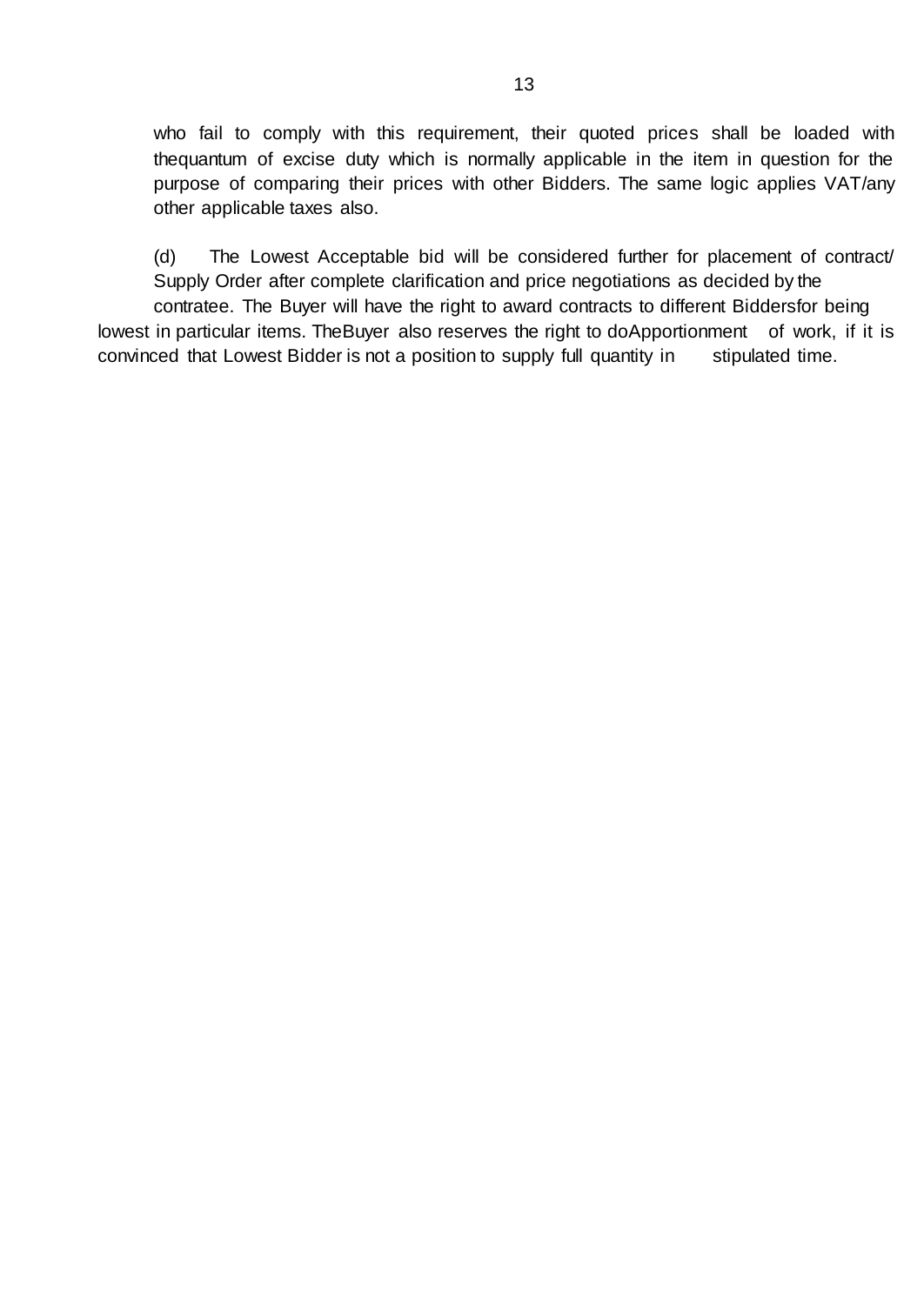who fail to comply with this requirement, their quoted prices shall be loaded with thequantum of excise duty which is normally applicable in the item in question for the purpose of comparing their prices with other Bidders. The same logic applies VAT/any other applicable taxes also.

(d) The Lowest Acceptable bid will be considered further for placement of contract/ Supply Order after complete clarification and price negotiations as decided by the contratee. The Buyer will have the right to award contracts to different Biddersfor being lowest in particular items. TheBuyer also reserves the right to doApportionment of work, if it is convinced that Lowest Bidder is not a position to supply full quantity in stipulated time.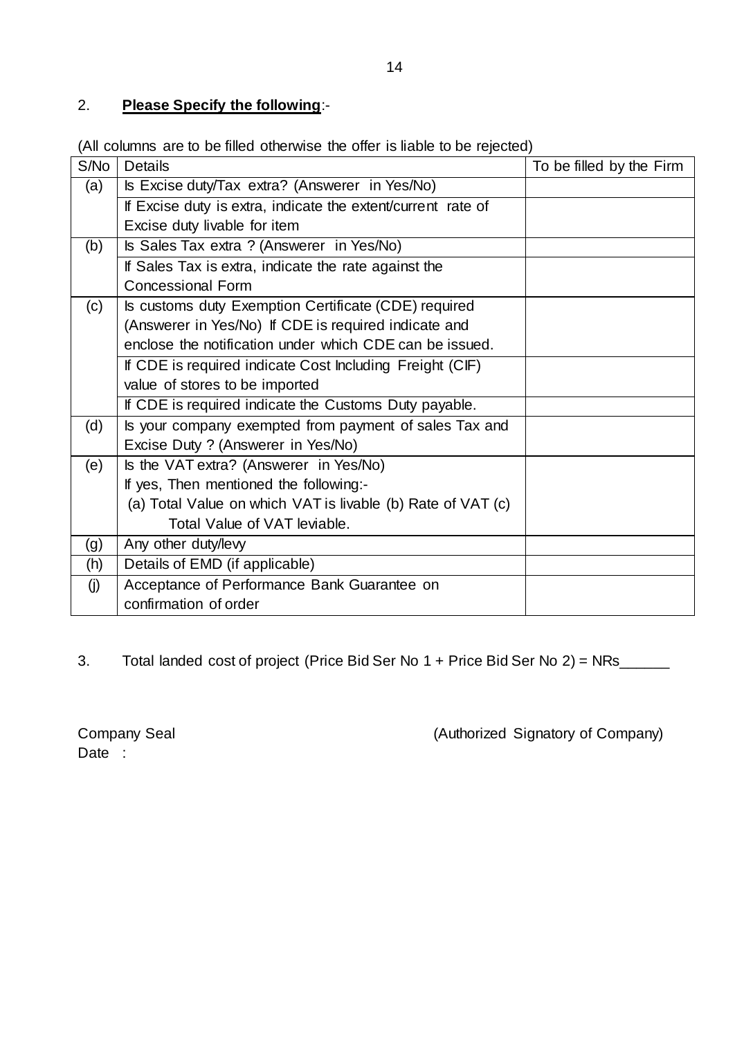2. **Please Specify the following**:-

(All columns are to be filled otherwise the offer is liable to be rejected)

| S/No | Details | To be filled by the Firm |
|---|---|---|
| (a) | Is Excise duty/Tax extra? (Answerer in Yes/No) | |
| | If Excise duty is extra, indicate the extent/current rate of Excise duty livable for item | |
| (b) | Is Sales Tax extra ? (Answerer in Yes/No) | |
| | If Sales Tax is extra, indicate the rate against the Concessional Form | |
| (c) | Is customs duty Exemption Certificate (CDE) required (Answerer in Yes/No) If CDE is required indicate and enclose the notification under which CDE can be issued. | |
| | If CDE is required indicate Cost Including Freight (CIF) value of stores to be imported | |
| | If CDE is required indicate the Customs Duty payable. | |
| (d) | Is your company exempted from payment of sales Tax and Excise Duty ? (Answerer in Yes/No) | |
| (e) | Is the VAT extra? (Answerer in Yes/No) If yes, Then mentioned the following:- (a) Total Value on which VAT is livable (b) Rate of VAT (c) Total Value of VAT leviable. | |
| (g) | Any other duty/levy | |
| (h) | Details of EMD (if applicable) | |
| (j) | Acceptance of Performance Bank Guarantee on confirmation of order | |

3. Total landed cost of project (Price Bid Ser No 1 + Price Bid Ser No 2) = NRs______

Company Seal (Authorized Signatory of Company)

Date :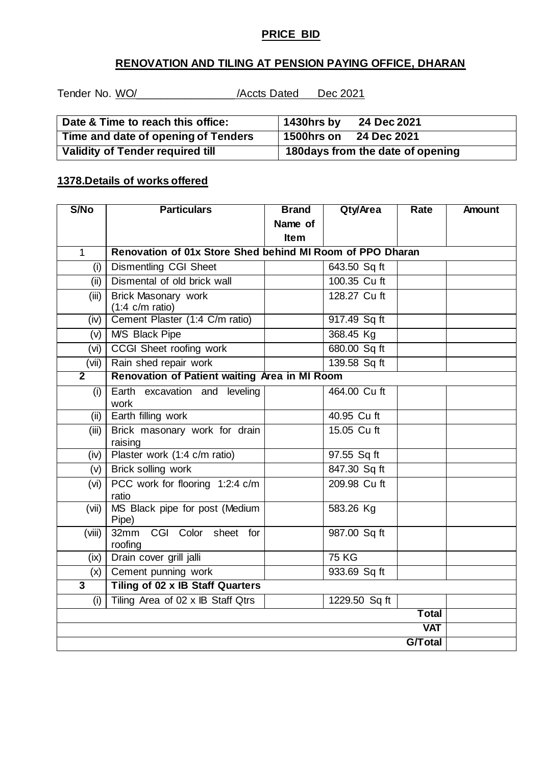## PRICE BID

## RENOVATION AND TILING AT PENSION PAYING OFFICE, DHARAN

Tender No. WO/ /Accts Dated Dec 2021

| Date & Time to reach this office: | 1430hrs by 24 Dec 2021 |
|---|---|
| Time and date of opening of Tenders | 1500hrs on 24 Dec 2021 |
| Validity of Tender required till | 180days from the date of opening |

### 1378.Details of works offered

| S/No | Particulars | Brand Name of Item | Qty/Area | Rate | Amount |
|---|---|---|---|---|---|
| 1 | **Renovation of 01x Store Shed behind MI Room of PPO Dharan** | | | | |
| (i) | Dismentling CGI Sheet | | 643.50 Sq ft | | |
| (ii) | Dismental of old brick wall | | 100.35 Cu ft | | |
| (iii) | Brick Masonary work (1:4 c/m ratio) | | 128.27 Cu ft | | |
| (iv) | Cement Plaster (1:4 C/m ratio) | | 917.49 Sq ft | | |
| (v) | M/S Black Pipe | | 368.45 Kg | | |
| (vi) | CCGI Sheet roofing work | | 680.00 Sq ft | | |
| (vii) | Rain shed repair work | | 139.58 Sq ft | | |
| **2** | **Renovation of Patient waiting Area in MI Room** | | | | |
| (i) | Earth excavation and leveling work | | 464.00 Cu ft | | |
| (ii) | Earth filling work | | 40.95 Cu ft | | |
| (iii) | Brick masonary work for drain raising | | 15.05 Cu ft | | |
| (iv) | Plaster work (1:4 c/m ratio) | | 97.55 Sq ft | | |
| (v) | Brick solling work | | 847.30 Sq ft | | |
| (vi) | PCC work for flooring 1:2:4 c/m ratio | | 209.98 Cu ft | | |
| (vii) | MS Black pipe for post (Medium Pipe) | | 583.26 Kg | | |
| (viii) | 32mm CGI Color sheet for roofing | | 987.00 Sq ft | | |
| (ix) | Drain cover grill jalli | | 75 KG | | |
| (x) | Cement punning work | | 933.69 Sq ft | | |
| **3** | **Tiling of 02 x IB Staff Quarters** | | | | |
| (i) | Tiling Area of 02 x IB Staff Qtrs | | 1229.50 Sq ft | | |
| | | | | **Total** | |
| | | | | **VAT** | |
| | | | | **G/Total** | |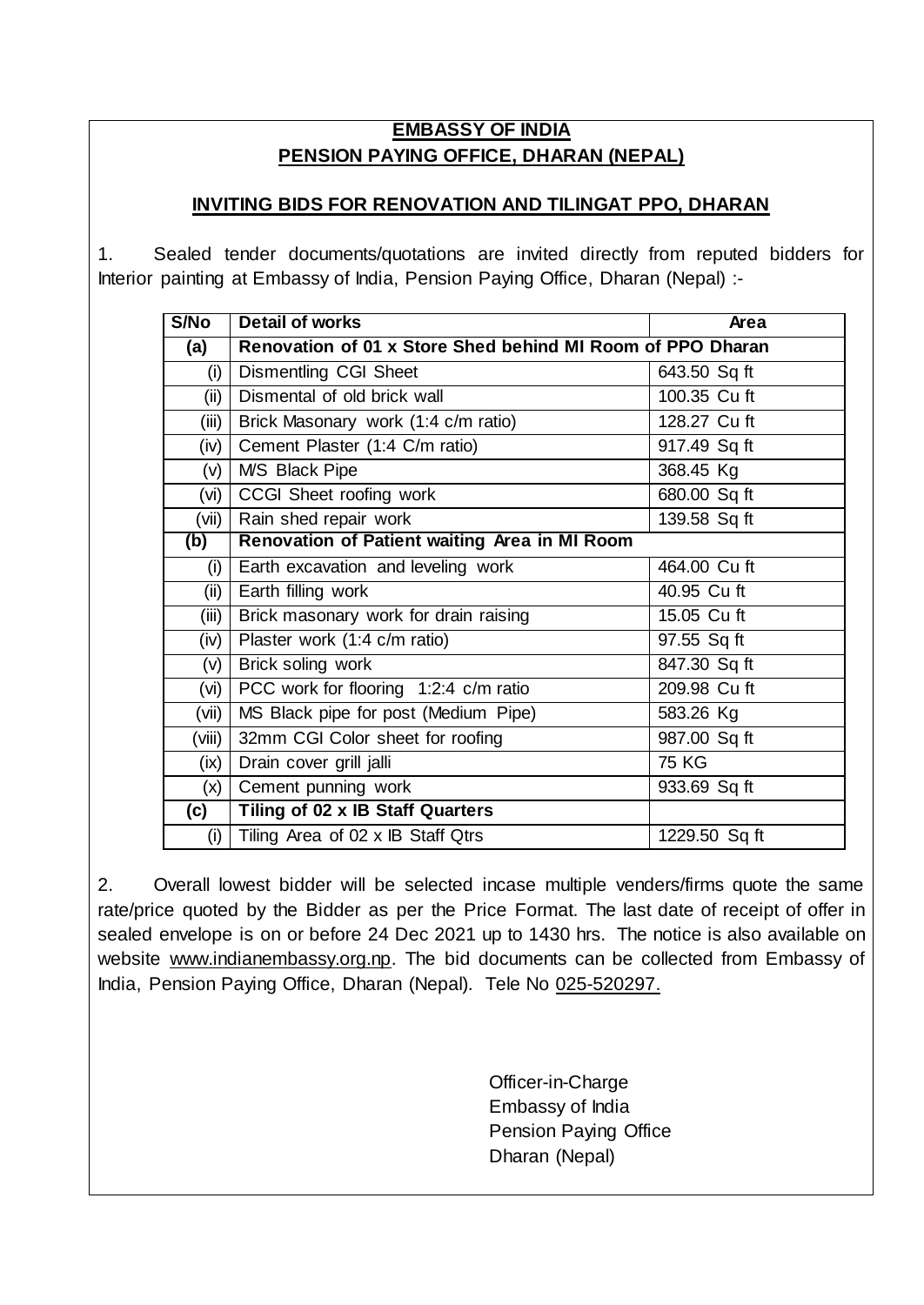**EMBASSY OF INDIA**
**PENSION PAYING OFFICE, DHARAN (NEPAL)**

**INVITING BIDS FOR RENOVATION AND TILINGAT PPO, DHARAN**

1. Sealed tender documents/quotations are invited directly from reputed bidders for Interior painting at Embassy of India, Pension Paying Office, Dharan (Nepal) :-

| S/No | Detail of works | Area |
|---|---|---|
| **(a)** | **Renovation of 01 x Store Shed behind MI Room of PPO Dharan** | |
| (i) | Dismentling CGI Sheet | 643.50 Sq ft |
| (ii) | Dismental of old brick wall | 100.35 Cu ft |
| (iii) | Brick Masonary work (1:4 c/m ratio) | 128.27 Cu ft |
| (iv) | Cement Plaster (1:4 C/m ratio) | 917.49 Sq ft |
| (v) | M/S Black Pipe | 368.45 Kg |
| (vi) | CCGI Sheet roofing work | 680.00 Sq ft |
| (vii) | Rain shed repair work | 139.58 Sq ft |
| **(b)** | **Renovation of Patient waiting Area in MI Room** | |
| (i) | Earth excavation and leveling work | 464.00 Cu ft |
| (ii) | Earth filling work | 40.95 Cu ft |
| (iii) | Brick masonary work for drain raising | 15.05 Cu ft |
| (iv) | Plaster work (1:4 c/m ratio) | 97.55 Sq ft |
| (v) | Brick soling work | 847.30 Sq ft |
| (vi) | PCC work for flooring 1:2:4 c/m ratio | 209.98 Cu ft |
| (vii) | MS Black pipe for post (Medium Pipe) | 583.26 Kg |
| (viii) | 32mm CGI Color sheet for roofing | 987.00 Sq ft |
| (ix) | Drain cover grill jalli | 75 KG |
| (x) | Cement punning work | 933.69 Sq ft |
| **(c)** | **Tiling of 02 x IB Staff Quarters** | |
| (i) | Tiling Area of 02 x IB Staff Qtrs | 1229.50 Sq ft |

2. Overall lowest bidder will be selected incase multiple venders/firms quote the same rate/price quoted by the Bidder as per the Price Format. The last date of receipt of offer in sealed envelope is on or before 24 Dec 2021 up to 1430 hrs. The notice is also available on website www.indianembassy.org.np. The bid documents can be collected from Embassy of India, Pension Paying Office, Dharan (Nepal). Tele No 025-520297.

Officer-in-Charge
Embassy of India
Pension Paying Office
Dharan (Nepal)